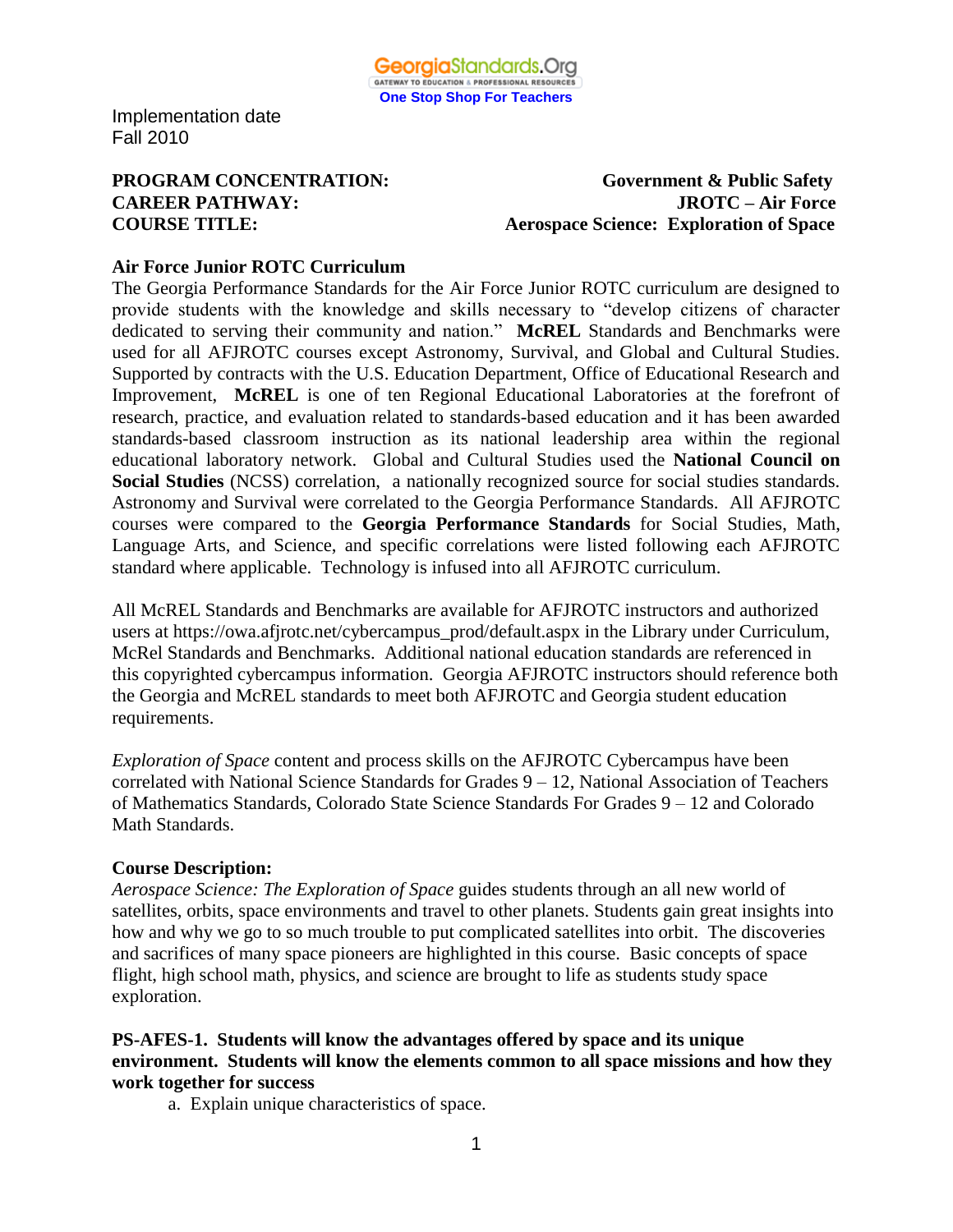Implementation date
Fall 2010

**PROGRAM CONCENTRATION:** **Government & Public Safety**
**CAREER PATHWAY:** **JROTC – Air Force**
**COURSE TITLE:** **Aerospace Science: Exploration of Space**

**Air Force Junior ROTC Curriculum**

The Georgia Performance Standards for the Air Force Junior ROTC curriculum are designed to provide students with the knowledge and skills necessary to "develop citizens of character dedicated to serving their community and nation." **McREL** Standards and Benchmarks were used for all AFJROTC courses except Astronomy, Survival, and Global and Cultural Studies. Supported by contracts with the U.S. Education Department, Office of Educational Research and Improvement, **McREL** is one of ten Regional Educational Laboratories at the forefront of research, practice, and evaluation related to standards-based education and it has been awarded standards-based classroom instruction as its national leadership area within the regional educational laboratory network. Global and Cultural Studies used the **National Council on Social Studies** (NCSS) correlation, a nationally recognized source for social studies standards. Astronomy and Survival were correlated to the Georgia Performance Standards. All AFJROTC courses were compared to the **Georgia Performance Standards** for Social Studies, Math, Language Arts, and Science, and specific correlations were listed following each AFJROTC standard where applicable. Technology is infused into all AFJROTC curriculum.

All McREL Standards and Benchmarks are available for AFJROTC instructors and authorized users at https://owa.afjrotc.net/cybercampus_prod/default.aspx in the Library under Curriculum, McRel Standards and Benchmarks. Additional national education standards are referenced in this copyrighted cybercampus information. Georgia AFJROTC instructors should reference both the Georgia and McREL standards to meet both AFJROTC and Georgia student education requirements.

*Exploration of Space* content and process skills on the AFJROTC Cybercampus have been correlated with National Science Standards for Grades 9 – 12, National Association of Teachers of Mathematics Standards, Colorado State Science Standards For Grades 9 – 12 and Colorado Math Standards.

**Course Description:**

*Aerospace Science: The Exploration of Space* guides students through an all new world of satellites, orbits, space environments and travel to other planets. Students gain great insights into how and why we go to so much trouble to put complicated satellites into orbit. The discoveries and sacrifices of many space pioneers are highlighted in this course. Basic concepts of space flight, high school math, physics, and science are brought to life as students study space exploration.

**PS-AFES-1. Students will know the advantages offered by space and its unique environment. Students will know the elements common to all space missions and how they work together for success**

a. Explain unique characteristics of space.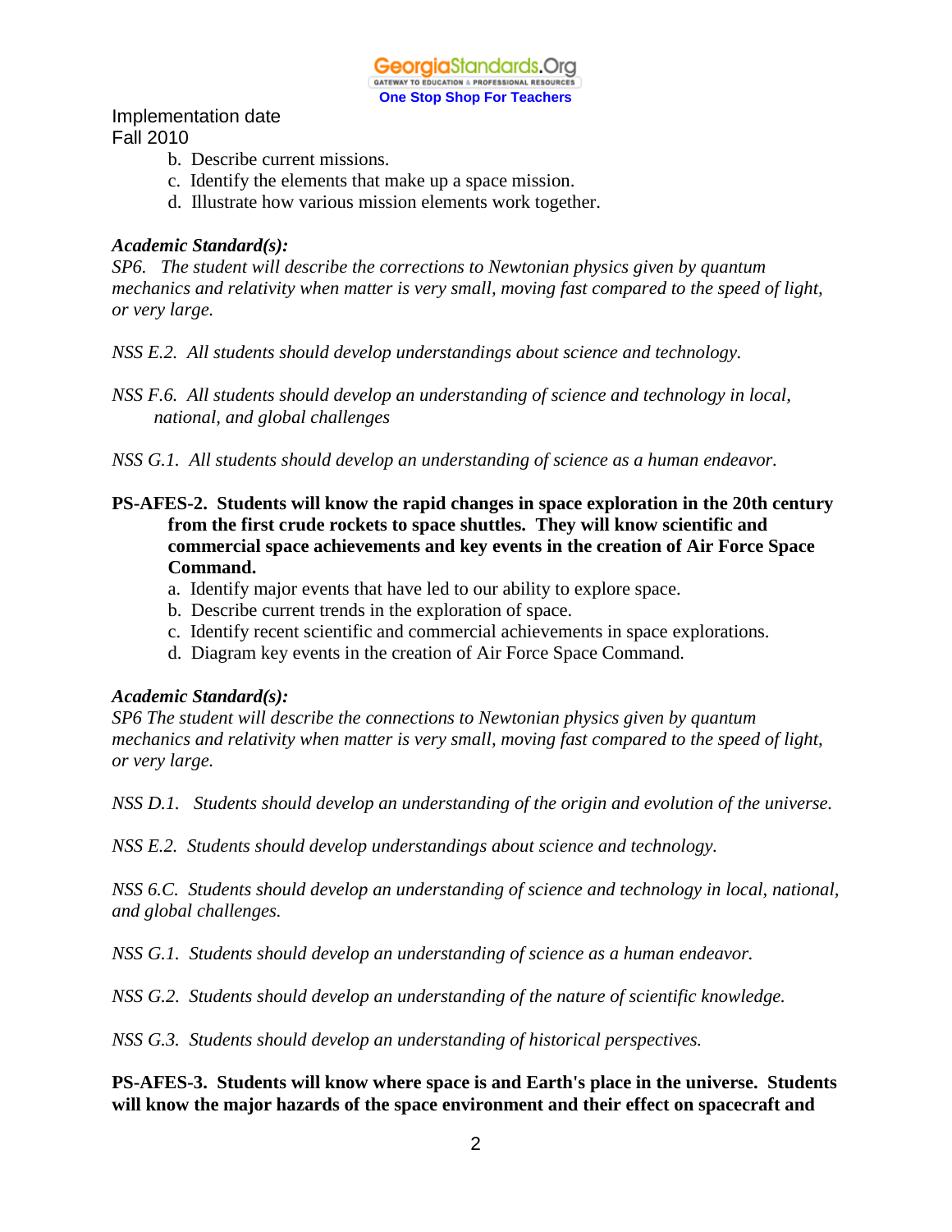Implementation date
Fall 2010

b. Describe current missions.
c. Identify the elements that make up a space mission.
d. Illustrate how various mission elements work together.

***Academic Standard(s):***

*SP6. The student will describe the corrections to Newtonian physics given by quantum mechanics and relativity when matter is very small, moving fast compared to the speed of light, or very large.*

*NSS E.2. All students should develop understandings about science and technology.*

*NSS F.6. All students should develop an understanding of science and technology in local, national, and global challenges*

*NSS G.1. All students should develop an understanding of science as a human endeavor.*

**PS-AFES-2. Students will know the rapid changes in space exploration in the 20th century from the first crude rockets to space shuttles. They will know scientific and commercial space achievements and key events in the creation of Air Force Space Command.**

a. Identify major events that have led to our ability to explore space.
b. Describe current trends in the exploration of space.
c. Identify recent scientific and commercial achievements in space explorations.
d. Diagram key events in the creation of Air Force Space Command.

***Academic Standard(s):***

*SP6 The student will describe the connections to Newtonian physics given by quantum mechanics and relativity when matter is very small, moving fast compared to the speed of light, or very large.*

*NSS D.1. Students should develop an understanding of the origin and evolution of the universe.*

*NSS E.2. Students should develop understandings about science and technology.*

*NSS 6.C. Students should develop an understanding of science and technology in local, national, and global challenges.*

*NSS G.1. Students should develop an understanding of science as a human endeavor.*

*NSS G.2. Students should develop an understanding of the nature of scientific knowledge.*

*NSS G.3. Students should develop an understanding of historical perspectives.*

**PS-AFES-3. Students will know where space is and Earth's place in the universe. Students will know the major hazards of the space environment and their effect on spacecraft and**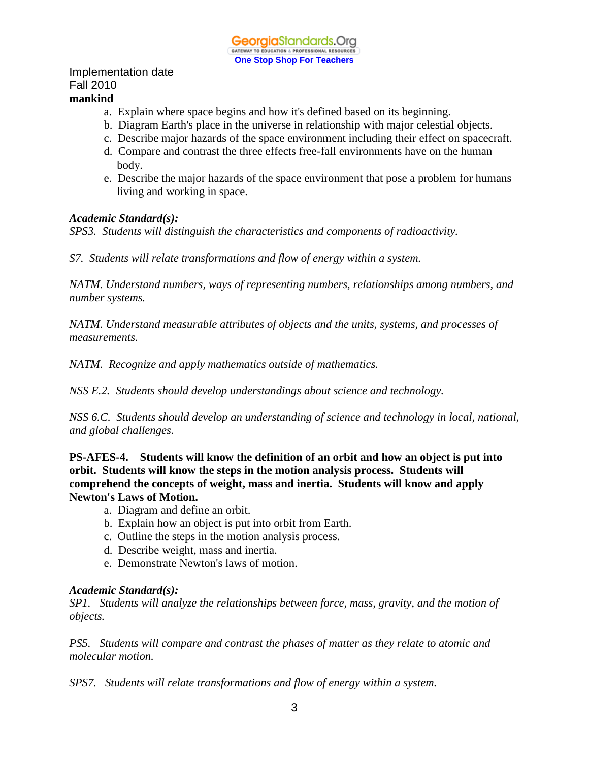Implementation date
Fall 2010

**mankind**

a. Explain where space begins and how it's defined based on its beginning.
b. Diagram Earth's place in the universe in relationship with major celestial objects.
c. Describe major hazards of the space environment including their effect on spacecraft.
d. Compare and contrast the three effects free-fall environments have on the human body.
e. Describe the major hazards of the space environment that pose a problem for humans living and working in space.

***Academic Standard(s):***

*SPS3. Students will distinguish the characteristics and components of radioactivity.*

*S7. Students will relate transformations and flow of energy within a system.*

*NATM. Understand numbers, ways of representing numbers, relationships among numbers, and number systems.*

*NATM. Understand measurable attributes of objects and the units, systems, and processes of measurements.*

*NATM. Recognize and apply mathematics outside of mathematics.*

*NSS E.2. Students should develop understandings about science and technology.*

*NSS 6.C. Students should develop an understanding of science and technology in local, national, and global challenges.*

**PS-AFES-4. Students will know the definition of an orbit and how an object is put into orbit. Students will know the steps in the motion analysis process. Students will comprehend the concepts of weight, mass and inertia. Students will know and apply Newton's Laws of Motion.**

a. Diagram and define an orbit.
b. Explain how an object is put into orbit from Earth.
c. Outline the steps in the motion analysis process.
d. Describe weight, mass and inertia.
e. Demonstrate Newton's laws of motion.

***Academic Standard(s):***

*SP1. Students will analyze the relationships between force, mass, gravity, and the motion of objects.*

*PS5. Students will compare and contrast the phases of matter as they relate to atomic and molecular motion.*

*SPS7. Students will relate transformations and flow of energy within a system.*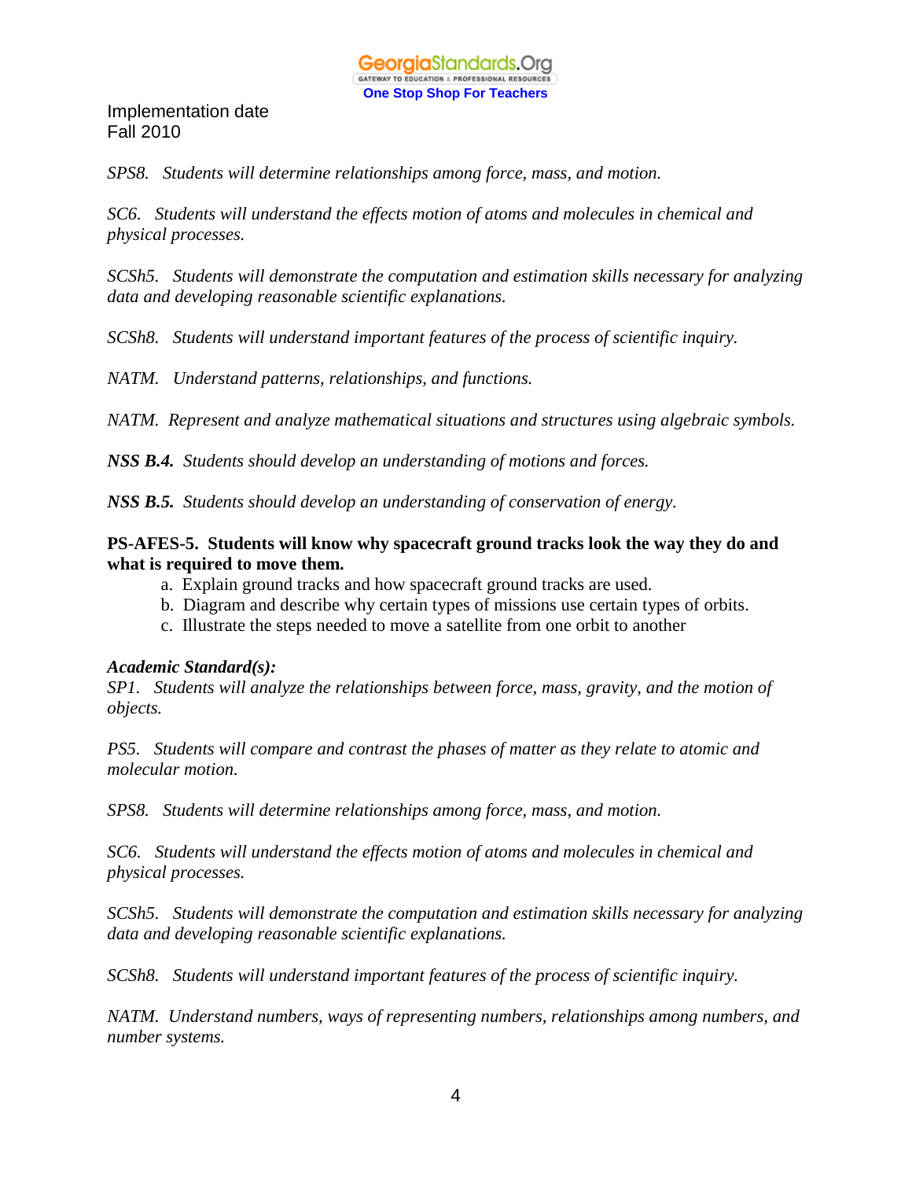Implementation date
Fall 2010

*SPS8. Students will determine relationships among force, mass, and motion.*

*SC6. Students will understand the effects motion of atoms and molecules in chemical and physical processes.*

*SCSh5. Students will demonstrate the computation and estimation skills necessary for analyzing data and developing reasonable scientific explanations.*

*SCSh8. Students will understand important features of the process of scientific inquiry.*

*NATM. Understand patterns, relationships, and functions.*

*NATM. Represent and analyze mathematical situations and structures using algebraic symbols.*

***NSS B.4.*** *Students should develop an understanding of motions and forces.*

***NSS B.5.*** *Students should develop an understanding of conservation of energy.*

**PS-AFES-5. Students will know why spacecraft ground tracks look the way they do and what is required to move them.**

a. Explain ground tracks and how spacecraft ground tracks are used.
b. Diagram and describe why certain types of missions use certain types of orbits.
c. Illustrate the steps needed to move a satellite from one orbit to another

***Academic Standard(s):***

*SP1. Students will analyze the relationships between force, mass, gravity, and the motion of objects.*

*PS5. Students will compare and contrast the phases of matter as they relate to atomic and molecular motion.*

*SPS8. Students will determine relationships among force, mass, and motion.*

*SC6. Students will understand the effects motion of atoms and molecules in chemical and physical processes.*

*SCSh5. Students will demonstrate the computation and estimation skills necessary for analyzing data and developing reasonable scientific explanations.*

*SCSh8. Students will understand important features of the process of scientific inquiry.*

*NATM. Understand numbers, ways of representing numbers, relationships among numbers, and number systems.*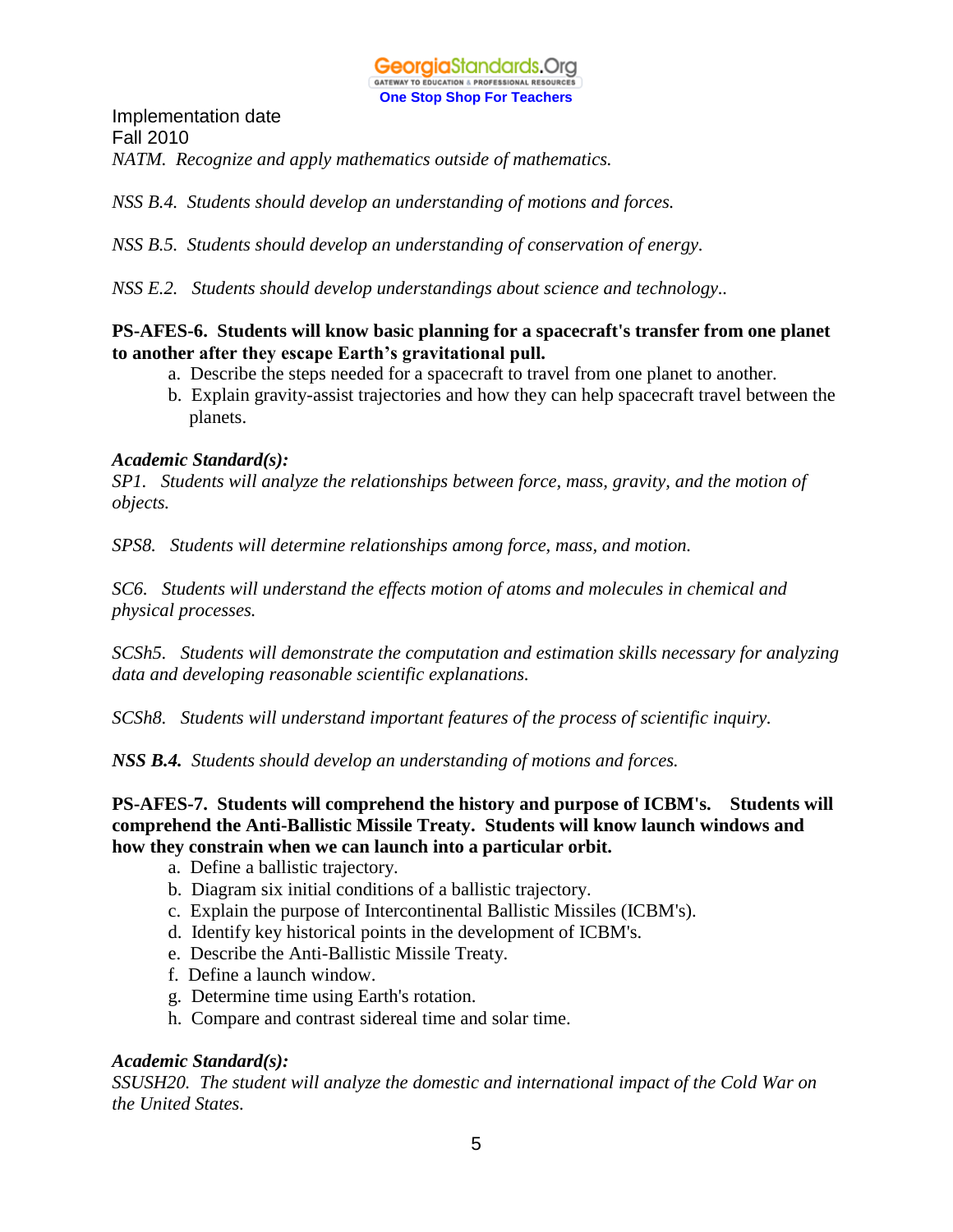Implementation date
Fall 2010

*NATM. Recognize and apply mathematics outside of mathematics.*

*NSS B.4. Students should develop an understanding of motions and forces.*

*NSS B.5. Students should develop an understanding of conservation of energy.*

*NSS E.2. Students should develop understandings about science and technology..*

**PS-AFES-6. Students will know basic planning for a spacecraft's transfer from one planet to another after they escape Earth's gravitational pull.**

a. Describe the steps needed for a spacecraft to travel from one planet to another.
b. Explain gravity-assist trajectories and how they can help spacecraft travel between the planets.

***Academic Standard(s):***

*SP1. Students will analyze the relationships between force, mass, gravity, and the motion of objects.*

*SPS8. Students will determine relationships among force, mass, and motion.*

*SC6. Students will understand the effects motion of atoms and molecules in chemical and physical processes.*

*SCSh5. Students will demonstrate the computation and estimation skills necessary for analyzing data and developing reasonable scientific explanations.*

*SCSh8. Students will understand important features of the process of scientific inquiry.*

***NSS B.4.*** *Students should develop an understanding of motions and forces.*

**PS-AFES-7. Students will comprehend the history and purpose of ICBM's. Students will comprehend the Anti-Ballistic Missile Treaty. Students will know launch windows and how they constrain when we can launch into a particular orbit.**

a. Define a ballistic trajectory.
b. Diagram six initial conditions of a ballistic trajectory.
c. Explain the purpose of Intercontinental Ballistic Missiles (ICBM's).
d. Identify key historical points in the development of ICBM's.
e. Describe the Anti-Ballistic Missile Treaty.
f. Define a launch window.
g. Determine time using Earth's rotation.
h. Compare and contrast sidereal time and solar time.

***Academic Standard(s):***

*SSUSH20. The student will analyze the domestic and international impact of the Cold War on the United States.*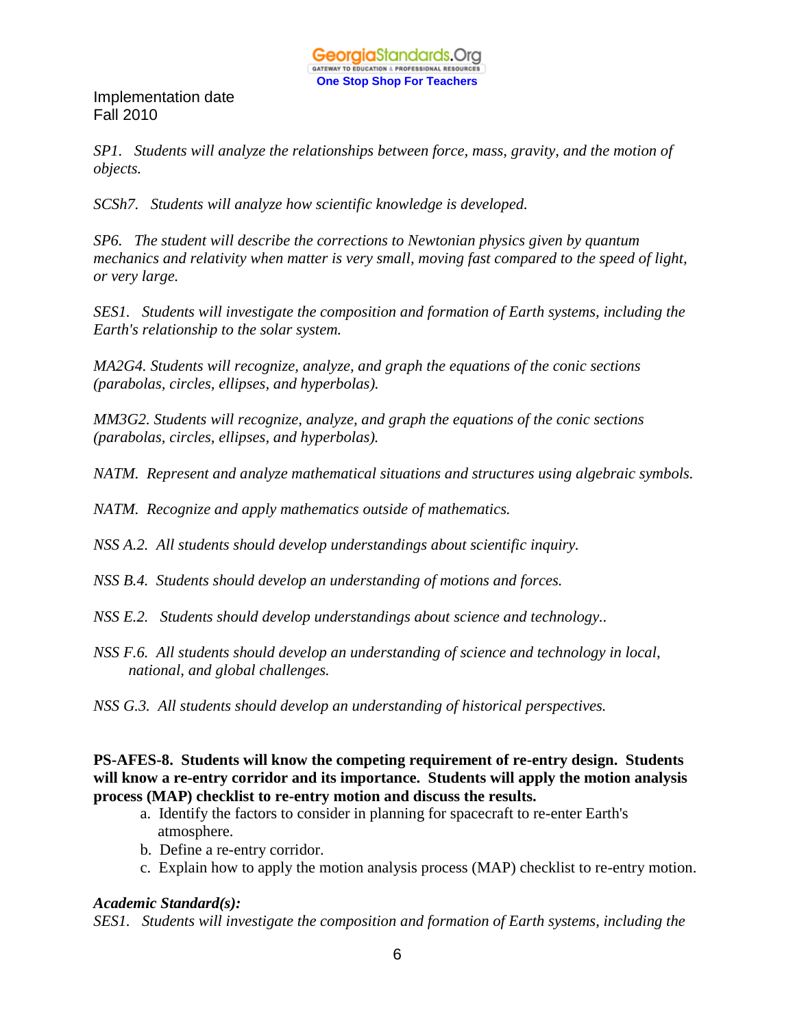Implementation date
Fall 2010

*SP1. Students will analyze the relationships between force, mass, gravity, and the motion of objects.*

*SCSh7. Students will analyze how scientific knowledge is developed.*

*SP6. The student will describe the corrections to Newtonian physics given by quantum mechanics and relativity when matter is very small, moving fast compared to the speed of light, or very large.*

*SES1. Students will investigate the composition and formation of Earth systems, including the Earth's relationship to the solar system.*

*MA2G4. Students will recognize, analyze, and graph the equations of the conic sections (parabolas, circles, ellipses, and hyperbolas).*

*MM3G2. Students will recognize, analyze, and graph the equations of the conic sections (parabolas, circles, ellipses, and hyperbolas).*

*NATM. Represent and analyze mathematical situations and structures using algebraic symbols.*

*NATM. Recognize and apply mathematics outside of mathematics.*

*NSS A.2. All students should develop understandings about scientific inquiry.*

*NSS B.4. Students should develop an understanding of motions and forces.*

*NSS E.2. Students should develop understandings about science and technology..*

*NSS F.6. All students should develop an understanding of science and technology in local, national, and global challenges.*

*NSS G.3. All students should develop an understanding of historical perspectives.*

**PS-AFES-8. Students will know the competing requirement of re-entry design. Students will know a re-entry corridor and its importance. Students will apply the motion analysis process (MAP) checklist to re-entry motion and discuss the results.**

a. Identify the factors to consider in planning for spacecraft to re-enter Earth's atmosphere.
b. Define a re-entry corridor.
c. Explain how to apply the motion analysis process (MAP) checklist to re-entry motion.

***Academic Standard(s):***
*SES1. Students will investigate the composition and formation of Earth systems, including the*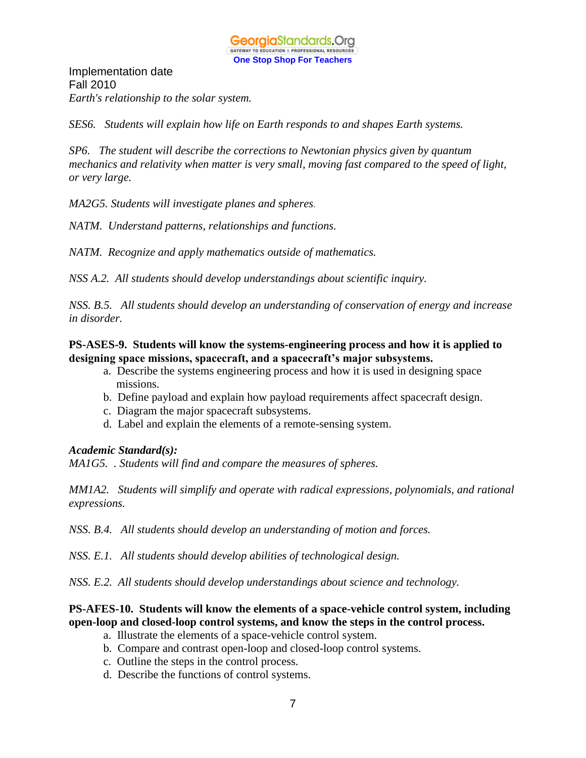Implementation date
Fall 2010
*Earth's relationship to the solar system.*

*SES6. Students will explain how life on Earth responds to and shapes Earth systems.*

*SP6. The student will describe the corrections to Newtonian physics given by quantum mechanics and relativity when matter is very small, moving fast compared to the speed of light, or very large.*

*MA2G5. Students will investigate planes and spheres.*

*NATM. Understand patterns, relationships and functions.*

*NATM. Recognize and apply mathematics outside of mathematics.*

*NSS A.2. All students should develop understandings about scientific inquiry.*

*NSS. B.5. All students should develop an understanding of conservation of energy and increase in disorder.*

**PS-ASES-9. Students will know the systems-engineering process and how it is applied to designing space missions, spacecraft, and a spacecraft's major subsystems.**

a. Describe the systems engineering process and how it is used in designing space missions.
b. Define payload and explain how payload requirements affect spacecraft design.
c. Diagram the major spacecraft subsystems.
d. Label and explain the elements of a remote-sensing system.

***Academic Standard(s):***
*MA1G5. . Students will find and compare the measures of spheres.*

*MM1A2. Students will simplify and operate with radical expressions, polynomials, and rational expressions.*

*NSS. B.4. All students should develop an understanding of motion and forces.*

*NSS. E.1. All students should develop abilities of technological design.*

*NSS. E.2. All students should develop understandings about science and technology.*

**PS-AFES-10. Students will know the elements of a space-vehicle control system, including open-loop and closed-loop control systems, and know the steps in the control process.**

a. Illustrate the elements of a space-vehicle control system.
b. Compare and contrast open-loop and closed-loop control systems.
c. Outline the steps in the control process.
d. Describe the functions of control systems.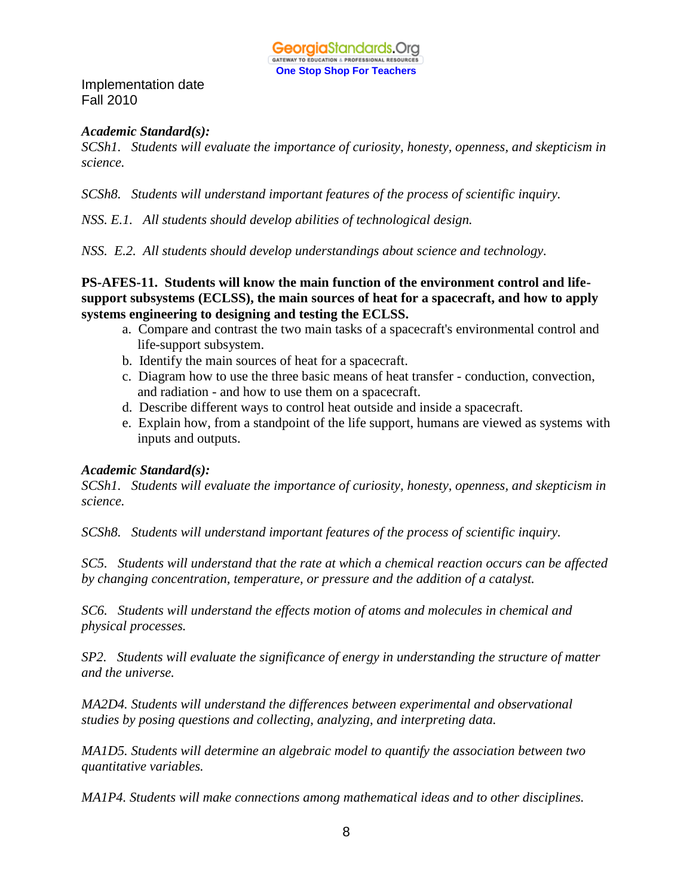Implementation date
Fall 2010

***Academic Standard(s):***
*SCSh1. Students will evaluate the importance of curiosity, honesty, openness, and skepticism in science.*

*SCSh8. Students will understand important features of the process of scientific inquiry.*

*NSS. E.1. All students should develop abilities of technological design.*

*NSS. E.2. All students should develop understandings about science and technology.*

**PS-AFES-11. Students will know the main function of the environment control and life-support subsystems (ECLSS), the main sources of heat for a spacecraft, and how to apply systems engineering to designing and testing the ECLSS.**

a. Compare and contrast the two main tasks of a spacecraft's environmental control and life-support subsystem.
b. Identify the main sources of heat for a spacecraft.
c. Diagram how to use the three basic means of heat transfer - conduction, convection, and radiation - and how to use them on a spacecraft.
d. Describe different ways to control heat outside and inside a spacecraft.
e. Explain how, from a standpoint of the life support, humans are viewed as systems with inputs and outputs.

***Academic Standard(s):***
*SCSh1. Students will evaluate the importance of curiosity, honesty, openness, and skepticism in science.*

*SCSh8. Students will understand important features of the process of scientific inquiry.*

*SC5. Students will understand that the rate at which a chemical reaction occurs can be affected by changing concentration, temperature, or pressure and the addition of a catalyst.*

*SC6. Students will understand the effects motion of atoms and molecules in chemical and physical processes.*

*SP2. Students will evaluate the significance of energy in understanding the structure of matter and the universe.*

*MA2D4. Students will understand the differences between experimental and observational studies by posing questions and collecting, analyzing, and interpreting data.*

*MA1D5. Students will determine an algebraic model to quantify the association between two quantitative variables.*

*MA1P4. Students will make connections among mathematical ideas and to other disciplines.*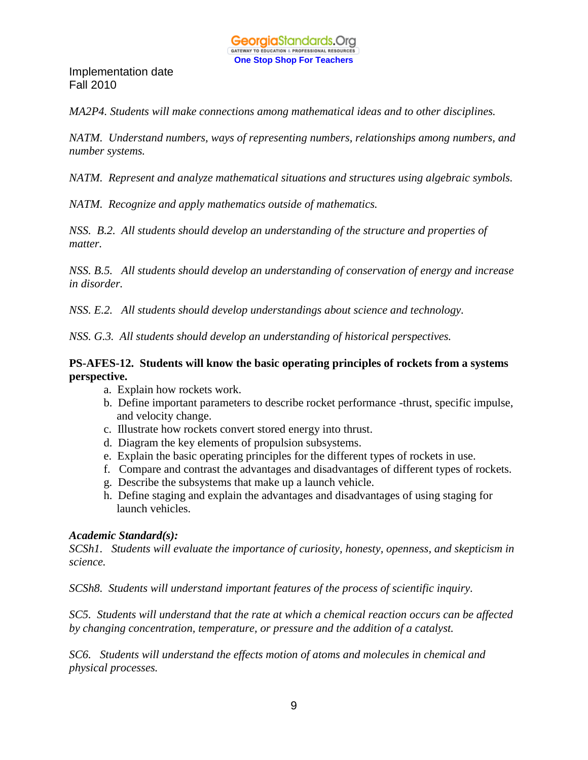Implementation date
Fall 2010

*MA2P4. Students will make connections among mathematical ideas and to other disciplines.*

*NATM. Understand numbers, ways of representing numbers, relationships among numbers, and number systems.*

*NATM. Represent and analyze mathematical situations and structures using algebraic symbols.*

*NATM. Recognize and apply mathematics outside of mathematics.*

*NSS. B.2. All students should develop an understanding of the structure and properties of matter.*

*NSS. B.5. All students should develop an understanding of conservation of energy and increase in disorder.*

*NSS. E.2. All students should develop understandings about science and technology.*

*NSS. G.3. All students should develop an understanding of historical perspectives.*

**PS-AFES-12. Students will know the basic operating principles of rockets from a systems perspective.**

a. Explain how rockets work.
b. Define important parameters to describe rocket performance -thrust, specific impulse, and velocity change.
c. Illustrate how rockets convert stored energy into thrust.
d. Diagram the key elements of propulsion subsystems.
e. Explain the basic operating principles for the different types of rockets in use.
f. Compare and contrast the advantages and disadvantages of different types of rockets.
g. Describe the subsystems that make up a launch vehicle.
h. Define staging and explain the advantages and disadvantages of using staging for launch vehicles.

***Academic Standard(s):***
*SCSh1. Students will evaluate the importance of curiosity, honesty, openness, and skepticism in science.*

*SCSh8. Students will understand important features of the process of scientific inquiry.*

*SC5. Students will understand that the rate at which a chemical reaction occurs can be affected by changing concentration, temperature, or pressure and the addition of a catalyst.*

*SC6. Students will understand the effects motion of atoms and molecules in chemical and physical processes.*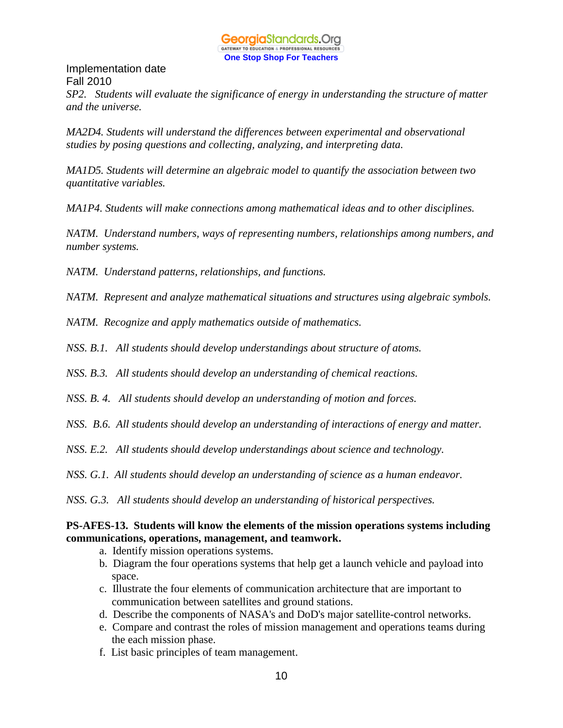Implementation date
Fall 2010

*SP2. Students will evaluate the significance of energy in understanding the structure of matter and the universe.*

*MA2D4. Students will understand the differences between experimental and observational studies by posing questions and collecting, analyzing, and interpreting data.*

*MA1D5. Students will determine an algebraic model to quantify the association between two quantitative variables.*

*MA1P4. Students will make connections among mathematical ideas and to other disciplines.*

*NATM. Understand numbers, ways of representing numbers, relationships among numbers, and number systems.*

*NATM. Understand patterns, relationships, and functions.*

*NATM. Represent and analyze mathematical situations and structures using algebraic symbols.*

*NATM. Recognize and apply mathematics outside of mathematics.*

*NSS. B.1. All students should develop understandings about structure of atoms.*

*NSS. B.3. All students should develop an understanding of chemical reactions.*

*NSS. B. 4. All students should develop an understanding of motion and forces.*

*NSS. B.6. All students should develop an understanding of interactions of energy and matter.*

*NSS. E.2. All students should develop understandings about science and technology.*

*NSS. G.1. All students should develop an understanding of science as a human endeavor.*

*NSS. G.3. All students should develop an understanding of historical perspectives.*

**PS-AFES-13. Students will know the elements of the mission operations systems including communications, operations, management, and teamwork.**

a. Identify mission operations systems.
b. Diagram the four operations systems that help get a launch vehicle and payload into space.
c. Illustrate the four elements of communication architecture that are important to communication between satellites and ground stations.
d. Describe the components of NASA's and DoD's major satellite-control networks.
e. Compare and contrast the roles of mission management and operations teams during the each mission phase.
f. List basic principles of team management.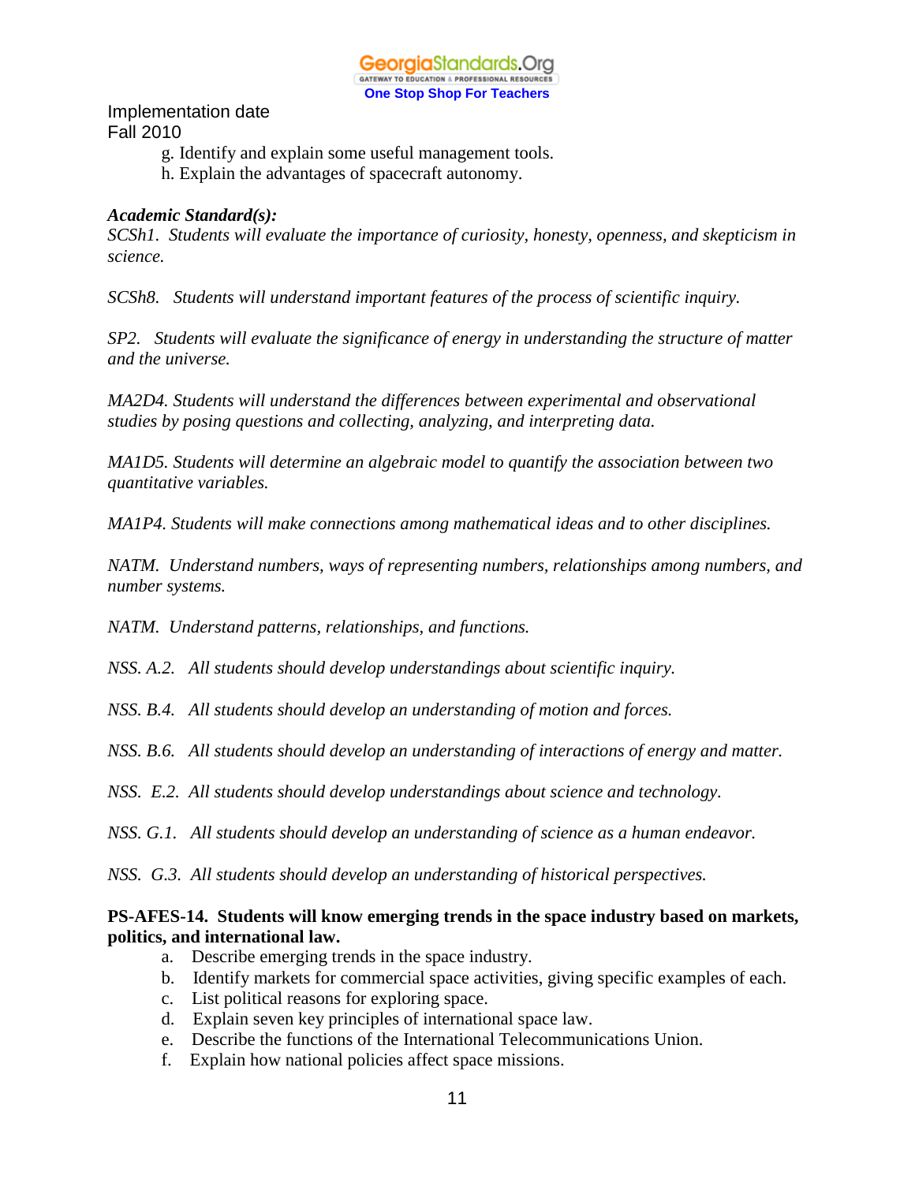Implementation date
Fall 2010

g. Identify and explain some useful management tools.
h. Explain the advantages of spacecraft autonomy.

***Academic Standard(s):***

*SCSh1. Students will evaluate the importance of curiosity, honesty, openness, and skepticism in science.*

*SCSh8. Students will understand important features of the process of scientific inquiry.*

*SP2. Students will evaluate the significance of energy in understanding the structure of matter and the universe.*

*MA2D4. Students will understand the differences between experimental and observational studies by posing questions and collecting, analyzing, and interpreting data.*

*MA1D5. Students will determine an algebraic model to quantify the association between two quantitative variables.*

*MA1P4. Students will make connections among mathematical ideas and to other disciplines.*

*NATM. Understand numbers, ways of representing numbers, relationships among numbers, and number systems.*

*NATM. Understand patterns, relationships, and functions.*

*NSS. A.2. All students should develop understandings about scientific inquiry.*

*NSS. B.4. All students should develop an understanding of motion and forces.*

*NSS. B.6. All students should develop an understanding of interactions of energy and matter.*

*NSS. E.2. All students should develop understandings about science and technology.*

*NSS. G.1. All students should develop an understanding of science as a human endeavor.*

*NSS. G.3. All students should develop an understanding of historical perspectives.*

**PS-AFES-14. Students will know emerging trends in the space industry based on markets, politics, and international law.**

a. Describe emerging trends in the space industry.
b. Identify markets for commercial space activities, giving specific examples of each.
c. List political reasons for exploring space.
d. Explain seven key principles of international space law.
e. Describe the functions of the International Telecommunications Union.
f. Explain how national policies affect space missions.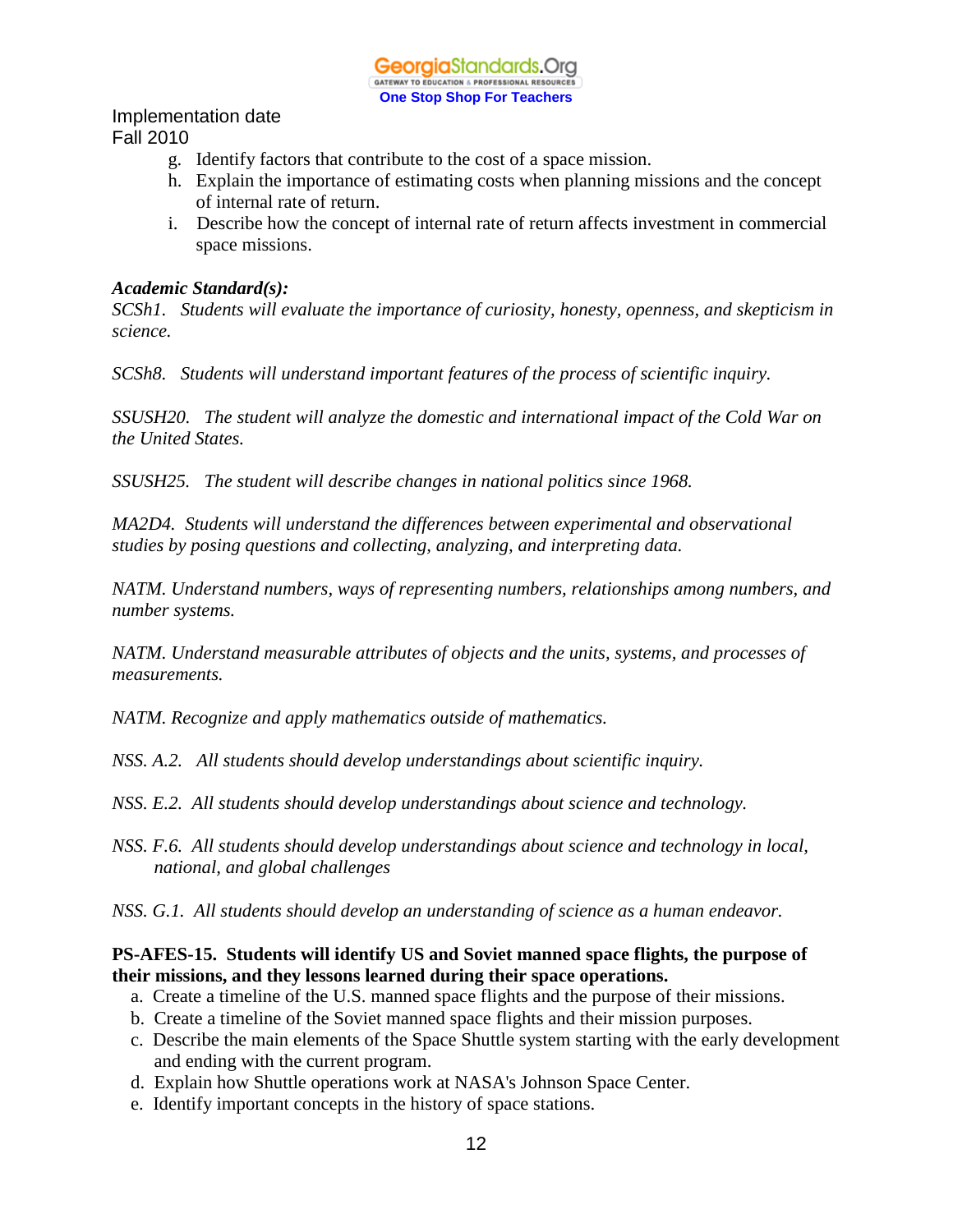Implementation date
Fall 2010

g. Identify factors that contribute to the cost of a space mission.
h. Explain the importance of estimating costs when planning missions and the concept of internal rate of return.
i. Describe how the concept of internal rate of return affects investment in commercial space missions.

***Academic Standard(s):***

*SCSh1. Students will evaluate the importance of curiosity, honesty, openness, and skepticism in science.*

*SCSh8. Students will understand important features of the process of scientific inquiry.*

*SSUSH20. The student will analyze the domestic and international impact of the Cold War on the United States.*

*SSUSH25. The student will describe changes in national politics since 1968.*

*MA2D4. Students will understand the differences between experimental and observational studies by posing questions and collecting, analyzing, and interpreting data.*

*NATM. Understand numbers, ways of representing numbers, relationships among numbers, and number systems.*

*NATM. Understand measurable attributes of objects and the units, systems, and processes of measurements.*

*NATM. Recognize and apply mathematics outside of mathematics.*

*NSS. A.2. All students should develop understandings about scientific inquiry.*

*NSS. E.2. All students should develop understandings about science and technology.*

*NSS. F.6. All students should develop understandings about science and technology in local, national, and global challenges*

*NSS. G.1. All students should develop an understanding of science as a human endeavor.*

**PS-AFES-15. Students will identify US and Soviet manned space flights, the purpose of their missions, and they lessons learned during their space operations.**

a. Create a timeline of the U.S. manned space flights and the purpose of their missions.
b. Create a timeline of the Soviet manned space flights and their mission purposes.
c. Describe the main elements of the Space Shuttle system starting with the early development and ending with the current program.
d. Explain how Shuttle operations work at NASA's Johnson Space Center.
e. Identify important concepts in the history of space stations.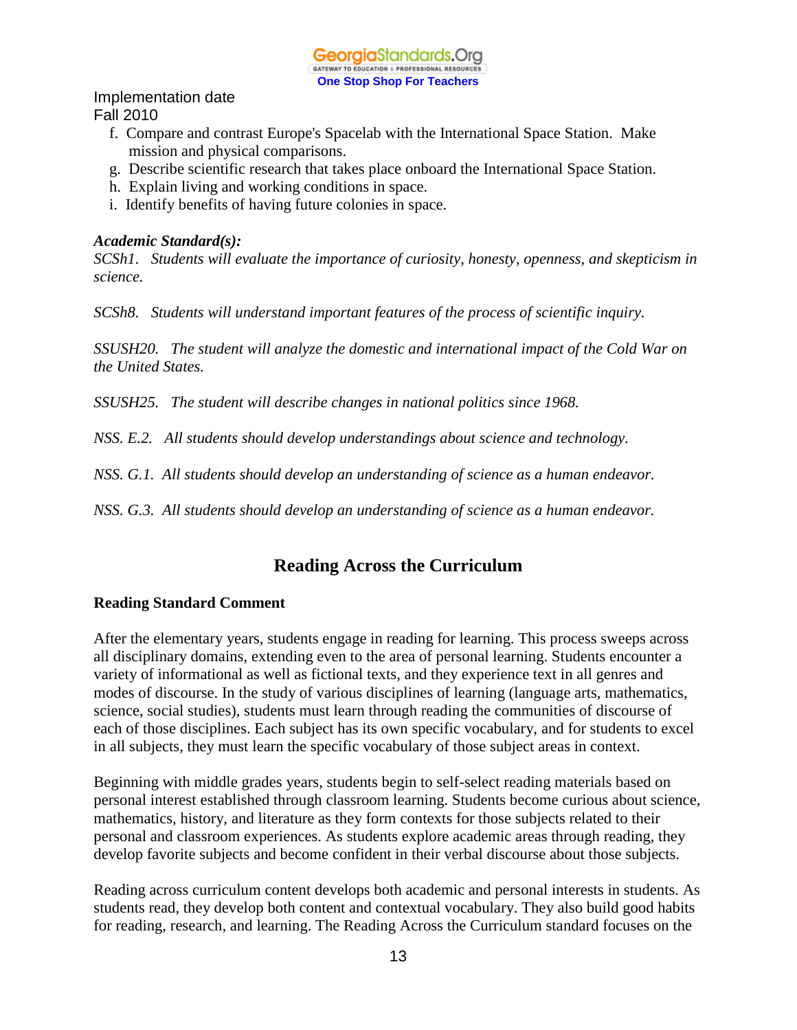Implementation date
Fall 2010

f. Compare and contrast Europe's Spacelab with the International Space Station. Make mission and physical comparisons.
g. Describe scientific research that takes place onboard the International Space Station.
h. Explain living and working conditions in space.
i. Identify benefits of having future colonies in space.

***Academic Standard(s):***

*SCSh1. Students will evaluate the importance of curiosity, honesty, openness, and skepticism in science.*

*SCSh8. Students will understand important features of the process of scientific inquiry.*

*SSUSH20. The student will analyze the domestic and international impact of the Cold War on the United States.*

*SSUSH25. The student will describe changes in national politics since 1968.*

*NSS. E.2. All students should develop understandings about science and technology.*

*NSS. G.1. All students should develop an understanding of science as a human endeavor.*

*NSS. G.3. All students should develop an understanding of science as a human endeavor.*

## Reading Across the Curriculum

**Reading Standard Comment**

After the elementary years, students engage in reading for learning. This process sweeps across all disciplinary domains, extending even to the area of personal learning. Students encounter a variety of informational as well as fictional texts, and they experience text in all genres and modes of discourse. In the study of various disciplines of learning (language arts, mathematics, science, social studies), students must learn through reading the communities of discourse of each of those disciplines. Each subject has its own specific vocabulary, and for students to excel in all subjects, they must learn the specific vocabulary of those subject areas in context.

Beginning with middle grades years, students begin to self-select reading materials based on personal interest established through classroom learning. Students become curious about science, mathematics, history, and literature as they form contexts for those subjects related to their personal and classroom experiences. As students explore academic areas through reading, they develop favorite subjects and become confident in their verbal discourse about those subjects.

Reading across curriculum content develops both academic and personal interests in students. As students read, they develop both content and contextual vocabulary. They also build good habits for reading, research, and learning. The Reading Across the Curriculum standard focuses on the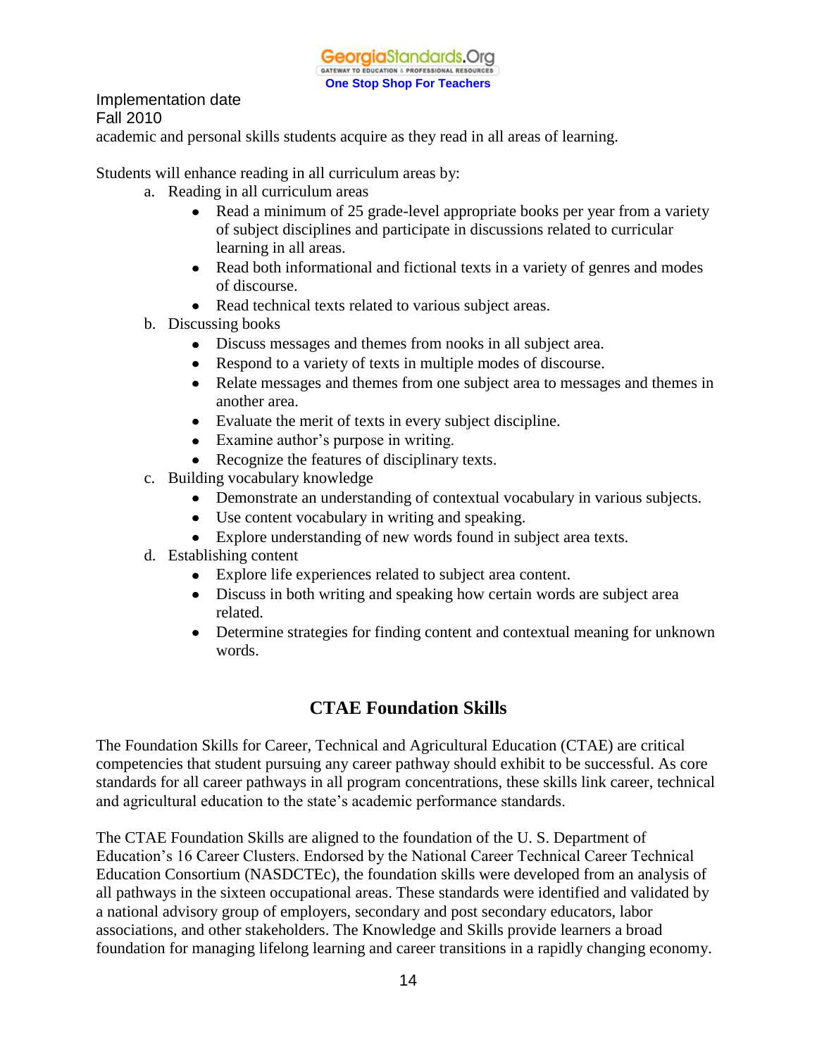Implementation date
Fall 2010

academic and personal skills students acquire as they read in all areas of learning.

Students will enhance reading in all curriculum areas by:

a. Reading in all curriculum areas
   - Read a minimum of 25 grade-level appropriate books per year from a variety of subject disciplines and participate in discussions related to curricular learning in all areas.
   - Read both informational and fictional texts in a variety of genres and modes of discourse.
   - Read technical texts related to various subject areas.

b. Discussing books
   - Discuss messages and themes from nooks in all subject area.
   - Respond to a variety of texts in multiple modes of discourse.
   - Relate messages and themes from one subject area to messages and themes in another area.
   - Evaluate the merit of texts in every subject discipline.
   - Examine author's purpose in writing.
   - Recognize the features of disciplinary texts.

c. Building vocabulary knowledge
   - Demonstrate an understanding of contextual vocabulary in various subjects.
   - Use content vocabulary in writing and speaking.
   - Explore understanding of new words found in subject area texts.

d. Establishing content
   - Explore life experiences related to subject area content.
   - Discuss in both writing and speaking how certain words are subject area related.
   - Determine strategies for finding content and contextual meaning for unknown words.

## CTAE Foundation Skills

The Foundation Skills for Career, Technical and Agricultural Education (CTAE) are critical competencies that student pursuing any career pathway should exhibit to be successful. As core standards for all career pathways in all program concentrations, these skills link career, technical and agricultural education to the state's academic performance standards.

The CTAE Foundation Skills are aligned to the foundation of the U. S. Department of Education's 16 Career Clusters. Endorsed by the National Career Technical Career Technical Education Consortium (NASDCTEc), the foundation skills were developed from an analysis of all pathways in the sixteen occupational areas. These standards were identified and validated by a national advisory group of employers, secondary and post secondary educators, labor associations, and other stakeholders. The Knowledge and Skills provide learners a broad foundation for managing lifelong learning and career transitions in a rapidly changing economy.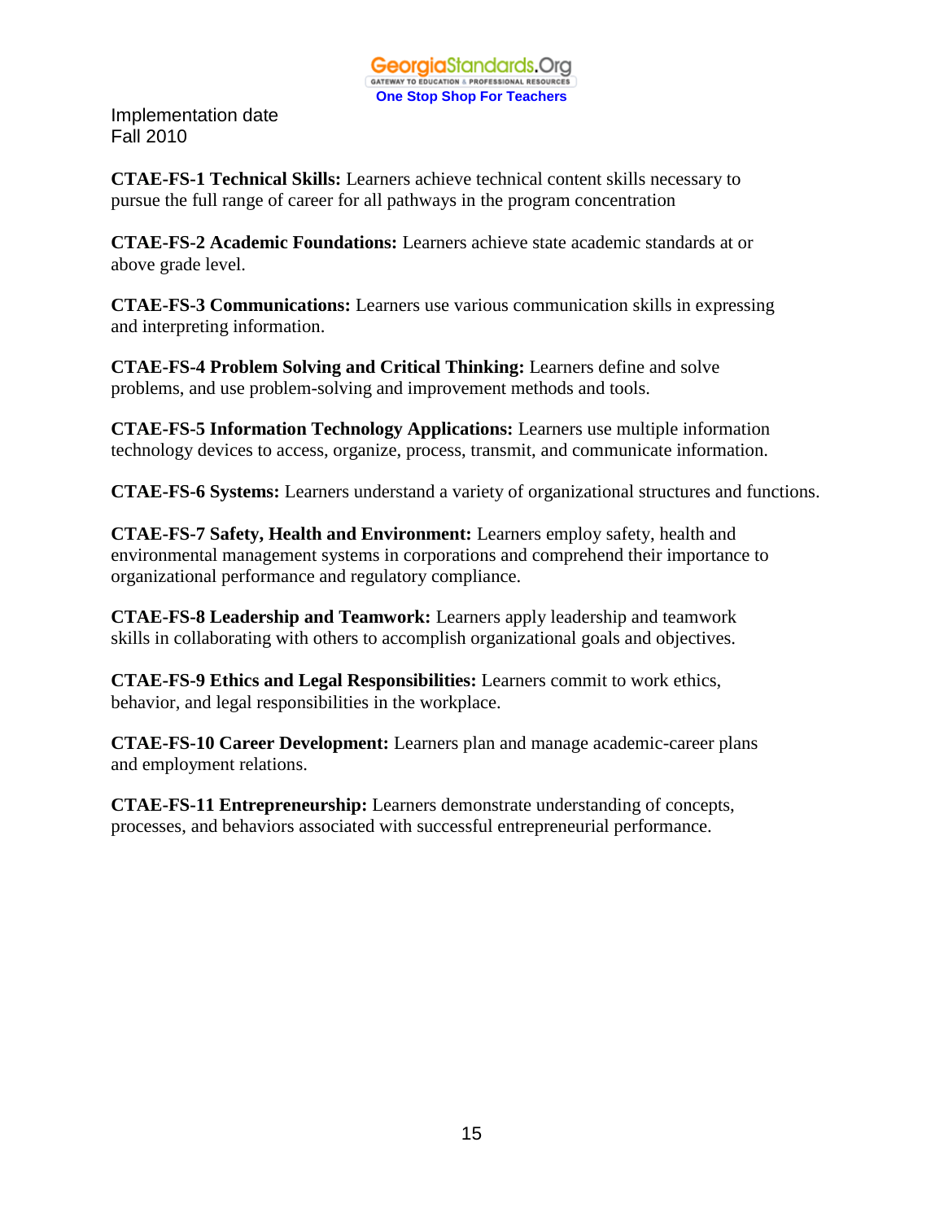Implementation date
Fall 2010

**CTAE-FS-1 Technical Skills:** Learners achieve technical content skills necessary to pursue the full range of career for all pathways in the program concentration

**CTAE-FS-2 Academic Foundations:** Learners achieve state academic standards at or above grade level.

**CTAE-FS-3 Communications:** Learners use various communication skills in expressing and interpreting information.

**CTAE-FS-4 Problem Solving and Critical Thinking:** Learners define and solve problems, and use problem-solving and improvement methods and tools.

**CTAE-FS-5 Information Technology Applications:** Learners use multiple information technology devices to access, organize, process, transmit, and communicate information.

**CTAE-FS-6 Systems:** Learners understand a variety of organizational structures and functions.

**CTAE-FS-7 Safety, Health and Environment:** Learners employ safety, health and environmental management systems in corporations and comprehend their importance to organizational performance and regulatory compliance.

**CTAE-FS-8 Leadership and Teamwork:** Learners apply leadership and teamwork skills in collaborating with others to accomplish organizational goals and objectives.

**CTAE-FS-9 Ethics and Legal Responsibilities:** Learners commit to work ethics, behavior, and legal responsibilities in the workplace.

**CTAE-FS-10 Career Development:** Learners plan and manage academic-career plans and employment relations.

**CTAE-FS-11 Entrepreneurship:** Learners demonstrate understanding of concepts, processes, and behaviors associated with successful entrepreneurial performance.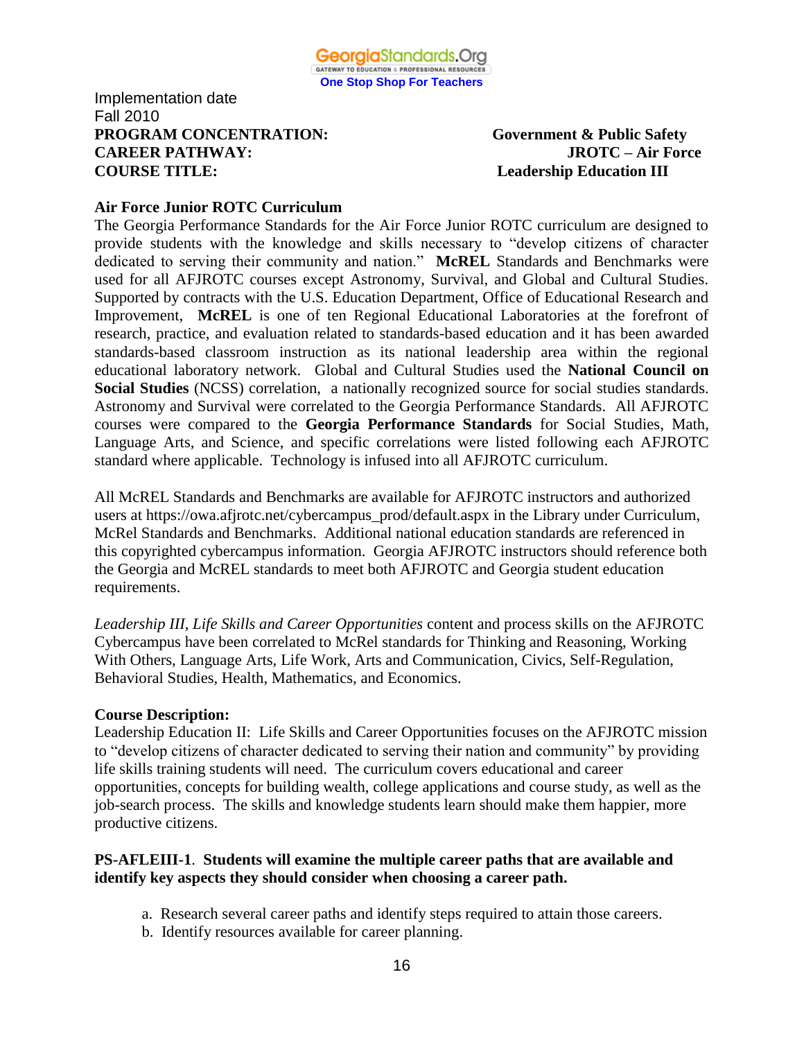Implementation date
Fall 2010

**PROGRAM CONCENTRATION:** **Government & Public Safety**
**CAREER PATHWAY:** **JROTC – Air Force**
**COURSE TITLE:** **Leadership Education III**

**Air Force Junior ROTC Curriculum**

The Georgia Performance Standards for the Air Force Junior ROTC curriculum are designed to provide students with the knowledge and skills necessary to "develop citizens of character dedicated to serving their community and nation." **McREL** Standards and Benchmarks were used for all AFJROTC courses except Astronomy, Survival, and Global and Cultural Studies. Supported by contracts with the U.S. Education Department, Office of Educational Research and Improvement, **McREL** is one of ten Regional Educational Laboratories at the forefront of research, practice, and evaluation related to standards-based education and it has been awarded standards-based classroom instruction as its national leadership area within the regional educational laboratory network. Global and Cultural Studies used the **National Council on Social Studies** (NCSS) correlation, a nationally recognized source for social studies standards. Astronomy and Survival were correlated to the Georgia Performance Standards. All AFJROTC courses were compared to the **Georgia Performance Standards** for Social Studies, Math, Language Arts, and Science, and specific correlations were listed following each AFJROTC standard where applicable. Technology is infused into all AFJROTC curriculum.

All McREL Standards and Benchmarks are available for AFJROTC instructors and authorized users at https://owa.afjrotc.net/cybercampus_prod/default.aspx in the Library under Curriculum, McRel Standards and Benchmarks. Additional national education standards are referenced in this copyrighted cybercampus information. Georgia AFJROTC instructors should reference both the Georgia and McREL standards to meet both AFJROTC and Georgia student education requirements.

*Leadership III*, *Life Skills and Career Opportunities* content and process skills on the AFJROTC Cybercampus have been correlated to McRel standards for Thinking and Reasoning, Working With Others, Language Arts, Life Work, Arts and Communication, Civics, Self-Regulation, Behavioral Studies, Health, Mathematics, and Economics.

**Course Description:**

Leadership Education II: Life Skills and Career Opportunities focuses on the AFJROTC mission to "develop citizens of character dedicated to serving their nation and community" by providing life skills training students will need. The curriculum covers educational and career opportunities, concepts for building wealth, college applications and course study, as well as the job-search process. The skills and knowledge students learn should make them happier, more productive citizens.

**PS-AFLEIII-1**. **Students will examine the multiple career paths that are available and identify key aspects they should consider when choosing a career path.**

a. Research several career paths and identify steps required to attain those careers.
b. Identify resources available for career planning.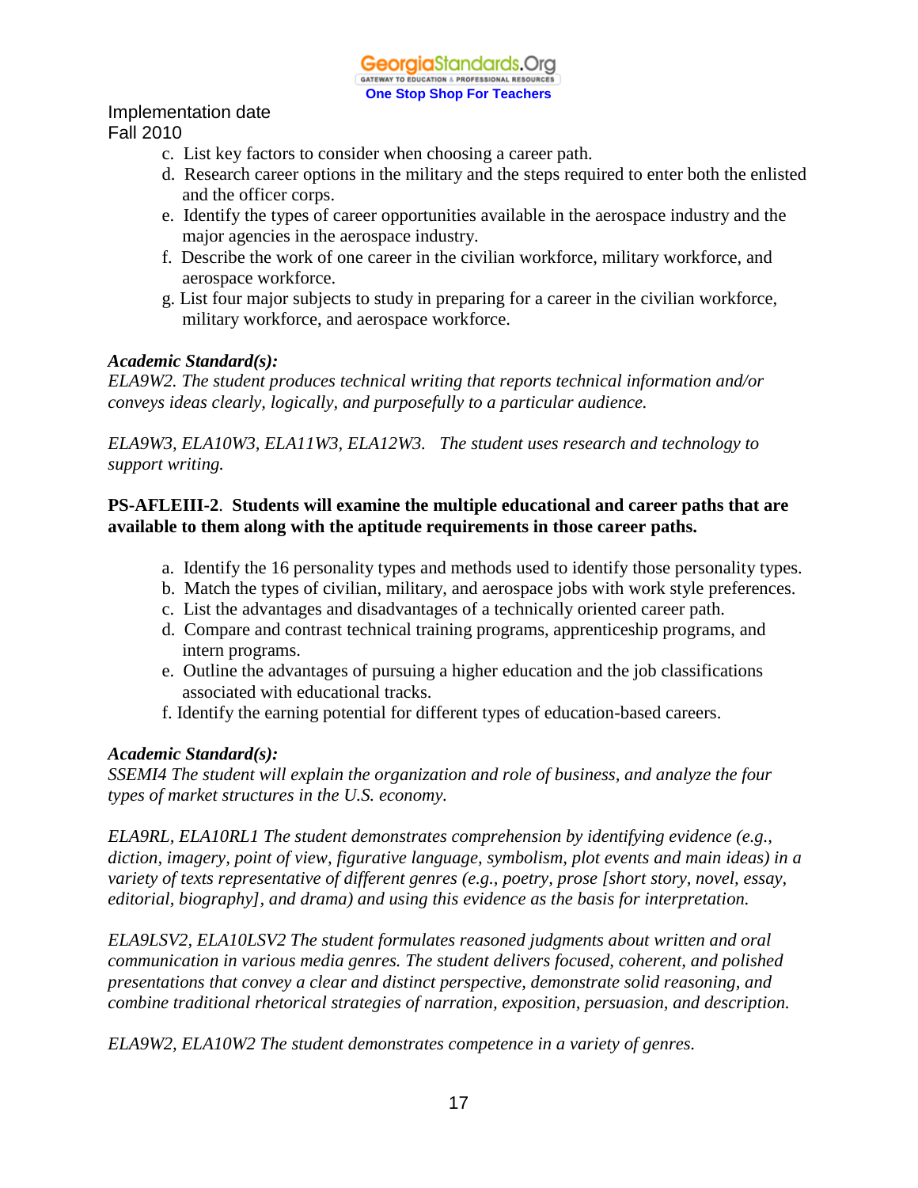Implementation date
Fall 2010

c. List key factors to consider when choosing a career path.
d. Research career options in the military and the steps required to enter both the enlisted and the officer corps.
e. Identify the types of career opportunities available in the aerospace industry and the major agencies in the aerospace industry.
f. Describe the work of one career in the civilian workforce, military workforce, and aerospace workforce.
g. List four major subjects to study in preparing for a career in the civilian workforce, military workforce, and aerospace workforce.

***Academic Standard(s):***
*ELA9W2. The student produces technical writing that reports technical information and/or conveys ideas clearly, logically, and purposefully to a particular audience.*

*ELA9W3, ELA10W3, ELA11W3, ELA12W3. The student uses research and technology to support writing.*

**PS-AFLEIII-2. Students will examine the multiple educational and career paths that are available to them along with the aptitude requirements in those career paths.**

a. Identify the 16 personality types and methods used to identify those personality types.
b. Match the types of civilian, military, and aerospace jobs with work style preferences.
c. List the advantages and disadvantages of a technically oriented career path.
d. Compare and contrast technical training programs, apprenticeship programs, and intern programs.
e. Outline the advantages of pursuing a higher education and the job classifications associated with educational tracks.
f. Identify the earning potential for different types of education-based careers.

***Academic Standard(s):***
*SSEMI4 The student will explain the organization and role of business, and analyze the four types of market structures in the U.S. economy.*

*ELA9RL, ELA10RL1 The student demonstrates comprehension by identifying evidence (e.g., diction, imagery, point of view, figurative language, symbolism, plot events and main ideas) in a variety of texts representative of different genres (e.g., poetry, prose [short story, novel, essay, editorial, biography], and drama) and using this evidence as the basis for interpretation.*

*ELA9LSV2, ELA10LSV2 The student formulates reasoned judgments about written and oral communication in various media genres. The student delivers focused, coherent, and polished presentations that convey a clear and distinct perspective, demonstrate solid reasoning, and combine traditional rhetorical strategies of narration, exposition, persuasion, and description.*

*ELA9W2, ELA10W2 The student demonstrates competence in a variety of genres.*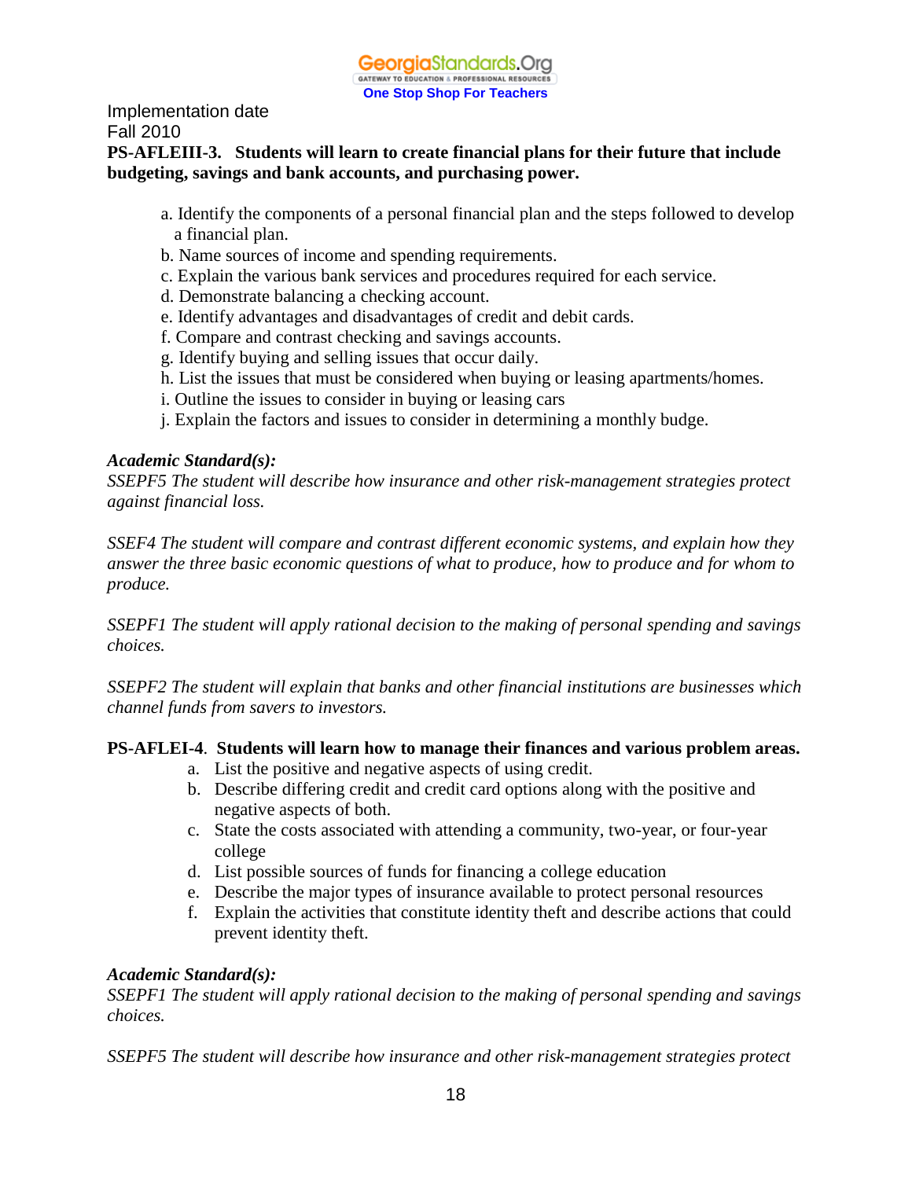Implementation date
Fall 2010

**PS-AFLEIII-3. Students will learn to create financial plans for their future that include budgeting, savings and bank accounts, and purchasing power.**

a. Identify the components of a personal financial plan and the steps followed to develop a financial plan.
b. Name sources of income and spending requirements.
c. Explain the various bank services and procedures required for each service.
d. Demonstrate balancing a checking account.
e. Identify advantages and disadvantages of credit and debit cards.
f. Compare and contrast checking and savings accounts.
g. Identify buying and selling issues that occur daily.
h. List the issues that must be considered when buying or leasing apartments/homes.
i. Outline the issues to consider in buying or leasing cars
j. Explain the factors and issues to consider in determining a monthly budge.

***Academic Standard(s):***
*SSEPF5 The student will describe how insurance and other risk-management strategies protect against financial loss.*

*SSEF4 The student will compare and contrast different economic systems, and explain how they answer the three basic economic questions of what to produce, how to produce and for whom to produce.*

*SSEPF1 The student will apply rational decision to the making of personal spending and savings choices.*

*SSEPF2 The student will explain that banks and other financial institutions are businesses which channel funds from savers to investors.*

**PS-AFLEI-4. Students will learn how to manage their finances and various problem areas.**

a. List the positive and negative aspects of using credit.
b. Describe differing credit and credit card options along with the positive and negative aspects of both.
c. State the costs associated with attending a community, two-year, or four-year college
d. List possible sources of funds for financing a college education
e. Describe the major types of insurance available to protect personal resources
f. Explain the activities that constitute identity theft and describe actions that could prevent identity theft.

***Academic Standard(s):***
*SSEPF1 The student will apply rational decision to the making of personal spending and savings choices.*

*SSEPF5 The student will describe how insurance and other risk-management strategies protect*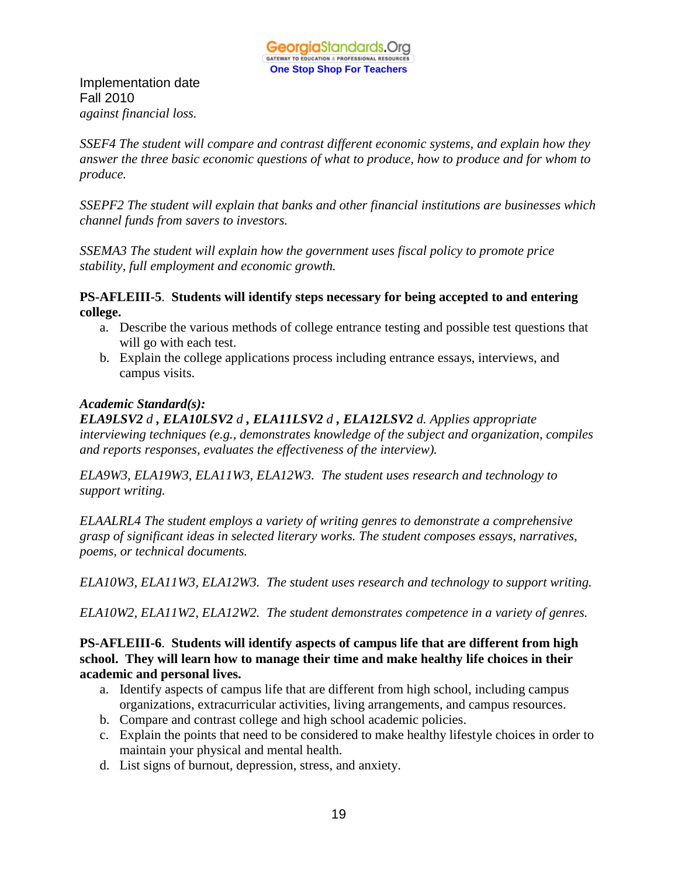Implementation date
Fall 2010
*against financial loss.*

*SSEF4 The student will compare and contrast different economic systems, and explain how they answer the three basic economic questions of what to produce, how to produce and for whom to produce.*

*SSEPF2 The student will explain that banks and other financial institutions are businesses which channel funds from savers to investors.*

*SSEMA3 The student will explain how the government uses fiscal policy to promote price stability, full employment and economic growth.*

**PS-AFLEIII-5. Students will identify steps necessary for being accepted to and entering college.**

a. Describe the various methods of college entrance testing and possible test questions that will go with each test.
b. Explain the college applications process including entrance essays, interviews, and campus visits.

***Academic Standard(s):***
***ELA9LSV2** d **, ELA10LSV2** d **, ELA11LSV2** d **, ELA12LSV2** d. Applies appropriate interviewing techniques (e.g., demonstrates knowledge of the subject and organization, compiles and reports responses, evaluates the effectiveness of the interview).*

*ELA9W3, ELA19W3, ELA11W3, ELA12W3. The student uses research and technology to support writing.*

*ELAALRL4 The student employs a variety of writing genres to demonstrate a comprehensive grasp of significant ideas in selected literary works. The student composes essays, narratives, poems, or technical documents.*

*ELA10W3, ELA11W3, ELA12W3. The student uses research and technology to support writing.*

*ELA10W2, ELA11W2, ELA12W2. The student demonstrates competence in a variety of genres.*

**PS-AFLEIII-6. Students will identify aspects of campus life that are different from high school. They will learn how to manage their time and make healthy life choices in their academic and personal lives.**

a. Identify aspects of campus life that are different from high school, including campus organizations, extracurricular activities, living arrangements, and campus resources.
b. Compare and contrast college and high school academic policies.
c. Explain the points that need to be considered to make healthy lifestyle choices in order to maintain your physical and mental health.
d. List signs of burnout, depression, stress, and anxiety.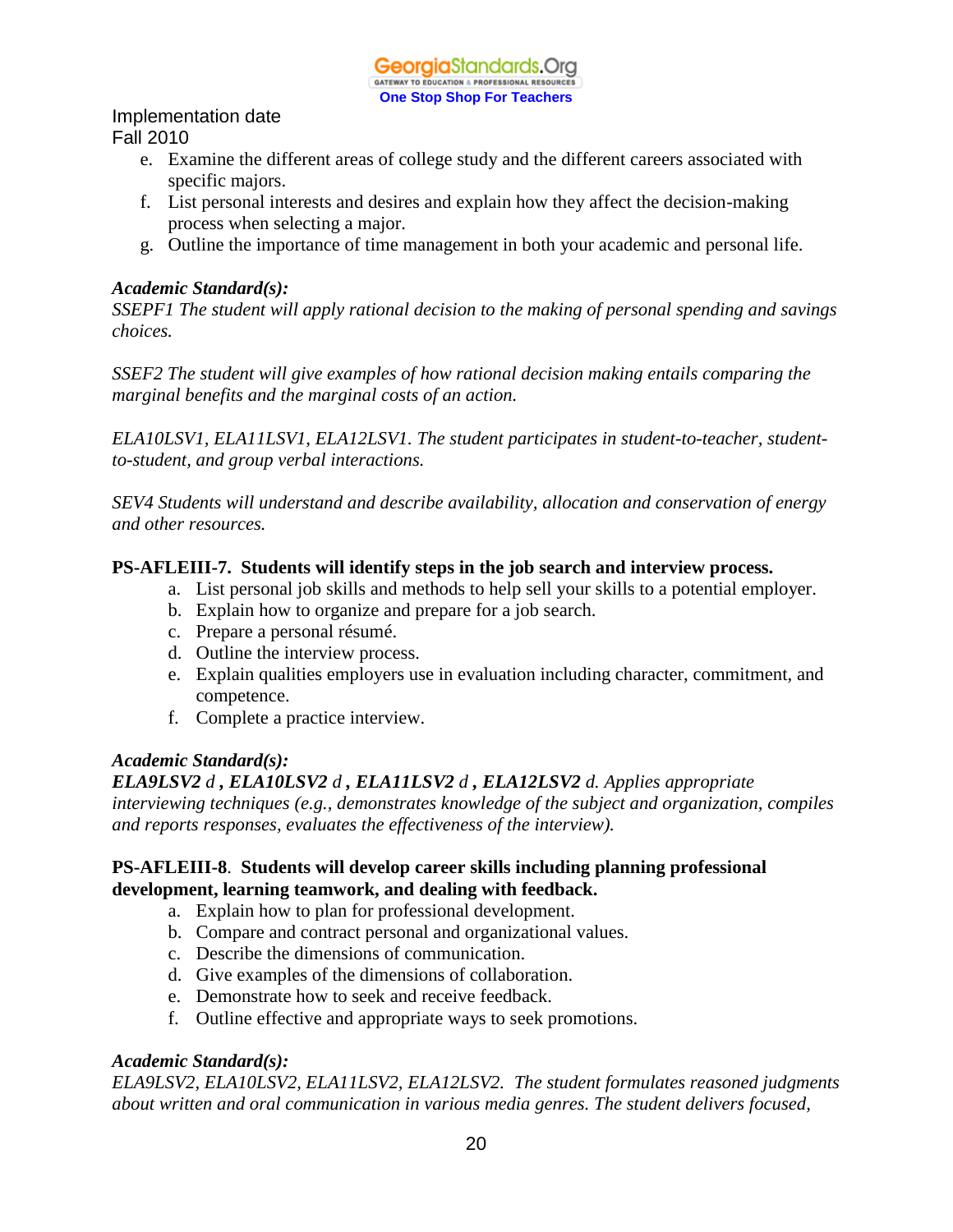Implementation date
Fall 2010

e. Examine the different areas of college study and the different careers associated with specific majors.
f. List personal interests and desires and explain how they affect the decision-making process when selecting a major.
g. Outline the importance of time management in both your academic and personal life.

***Academic Standard(s):***
*SSEPF1 The student will apply rational decision to the making of personal spending and savings choices.*

*SSEF2 The student will give examples of how rational decision making entails comparing the marginal benefits and the marginal costs of an action.*

*ELA10LSV1, ELA11LSV1, ELA12LSV1. The student participates in student-to-teacher, student-to-student, and group verbal interactions.*

*SEV4 Students will understand and describe availability, allocation and conservation of energy and other resources.*

**PS-AFLEIII-7. Students will identify steps in the job search and interview process.**

a. List personal job skills and methods to help sell your skills to a potential employer.
b. Explain how to organize and prepare for a job search.
c. Prepare a personal résumé.
d. Outline the interview process.
e. Explain qualities employers use in evaluation including character, commitment, and competence.
f. Complete a practice interview.

***Academic Standard(s):***
***ELA9LSV2*** *d* ***, ELA10LSV2*** *d* ***, ELA11LSV2*** *d* ***, ELA12LSV2*** *d. Applies appropriate interviewing techniques (e.g., demonstrates knowledge of the subject and organization, compiles and reports responses, evaluates the effectiveness of the interview).*

**PS-AFLEIII-8. Students will develop career skills including planning professional development, learning teamwork, and dealing with feedback.**

a. Explain how to plan for professional development.
b. Compare and contract personal and organizational values.
c. Describe the dimensions of communication.
d. Give examples of the dimensions of collaboration.
e. Demonstrate how to seek and receive feedback.
f. Outline effective and appropriate ways to seek promotions.

***Academic Standard(s):***
*ELA9LSV2, ELA10LSV2, ELA11LSV2, ELA12LSV2. The student formulates reasoned judgments about written and oral communication in various media genres. The student delivers focused,*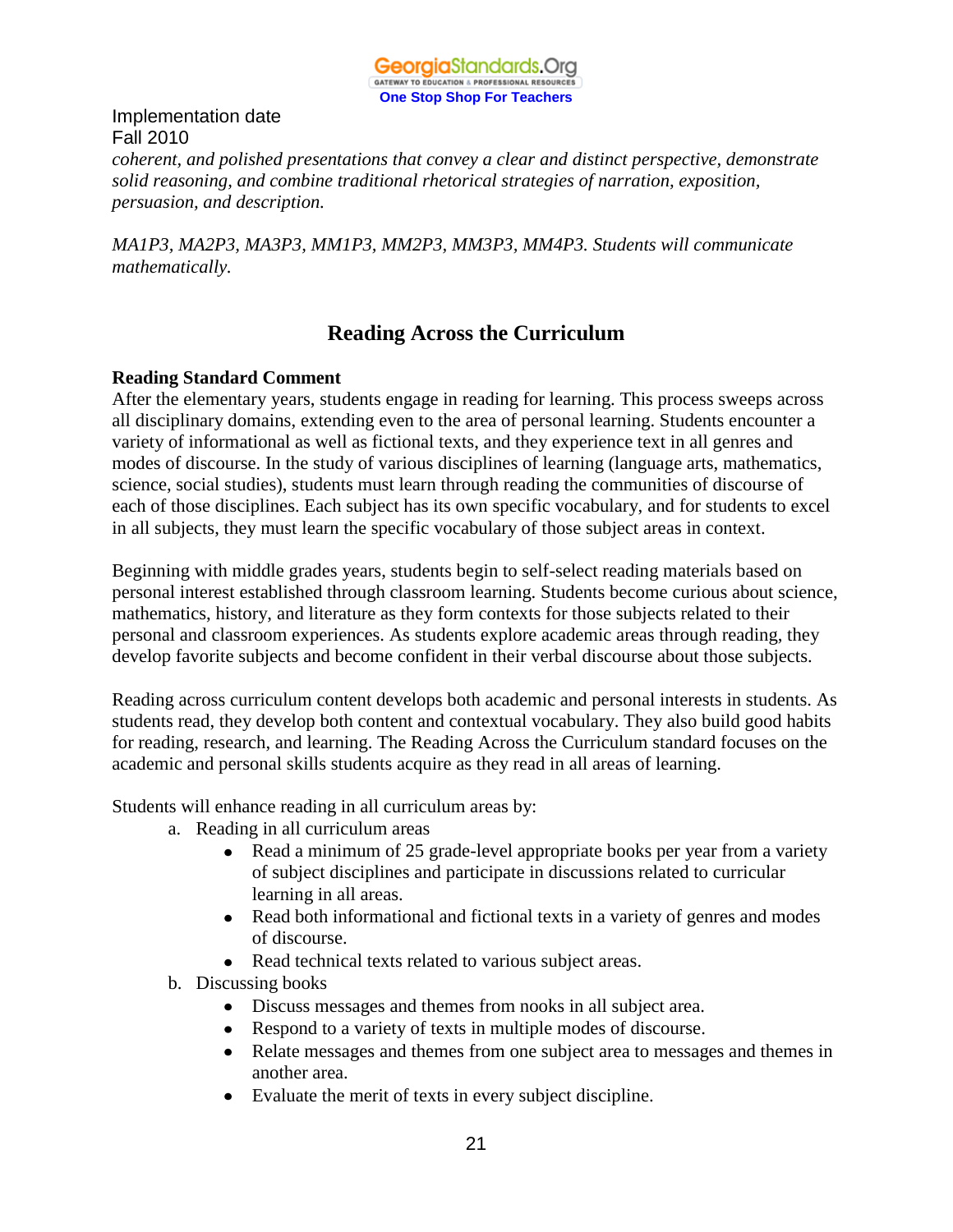*coherent, and polished presentations that convey a clear and distinct perspective, demonstrate solid reasoning, and combine traditional rhetorical strategies of narration, exposition, persuasion, and description.*

*MA1P3, MA2P3, MA3P3, MM1P3, MM2P3, MM3P3, MM4P3. Students will communicate mathematically.*

## Reading Across the Curriculum

**Reading Standard Comment**

After the elementary years, students engage in reading for learning. This process sweeps across all disciplinary domains, extending even to the area of personal learning. Students encounter a variety of informational as well as fictional texts, and they experience text in all genres and modes of discourse. In the study of various disciplines of learning (language arts, mathematics, science, social studies), students must learn through reading the communities of discourse of each of those disciplines. Each subject has its own specific vocabulary, and for students to excel in all subjects, they must learn the specific vocabulary of those subject areas in context.

Beginning with middle grades years, students begin to self-select reading materials based on personal interest established through classroom learning. Students become curious about science, mathematics, history, and literature as they form contexts for those subjects related to their personal and classroom experiences. As students explore academic areas through reading, they develop favorite subjects and become confident in their verbal discourse about those subjects.

Reading across curriculum content develops both academic and personal interests in students. As students read, they develop both content and contextual vocabulary. They also build good habits for reading, research, and learning. The Reading Across the Curriculum standard focuses on the academic and personal skills students acquire as they read in all areas of learning.

Students will enhance reading in all curriculum areas by:

a. Reading in all curriculum areas
   - Read a minimum of 25 grade-level appropriate books per year from a variety of subject disciplines and participate in discussions related to curricular learning in all areas.
   - Read both informational and fictional texts in a variety of genres and modes of discourse.
   - Read technical texts related to various subject areas.

b. Discussing books
   - Discuss messages and themes from nooks in all subject area.
   - Respond to a variety of texts in multiple modes of discourse.
   - Relate messages and themes from one subject area to messages and themes in another area.
   - Evaluate the merit of texts in every subject discipline.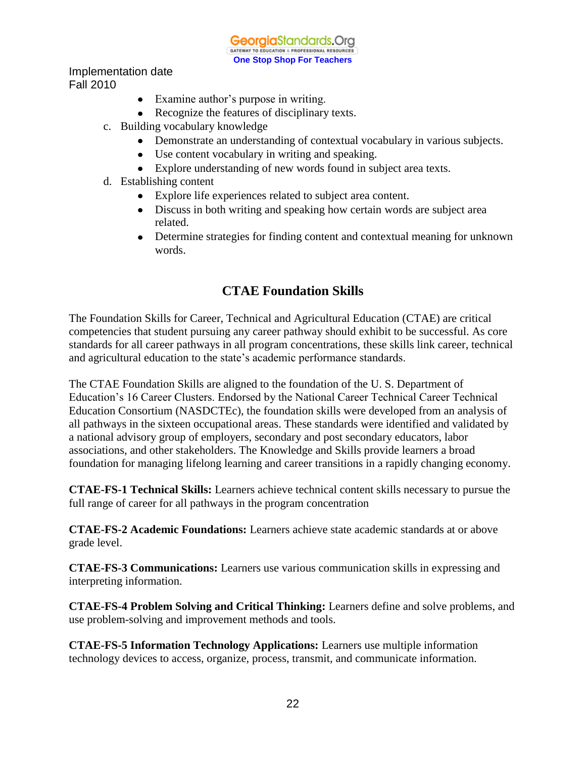Implementation date
Fall 2010

- Examine author's purpose in writing.
- Recognize the features of disciplinary texts.

c. Building vocabulary knowledge
- Demonstrate an understanding of contextual vocabulary in various subjects.
- Use content vocabulary in writing and speaking.
- Explore understanding of new words found in subject area texts.

d. Establishing content
- Explore life experiences related to subject area content.
- Discuss in both writing and speaking how certain words are subject area related.
- Determine strategies for finding content and contextual meaning for unknown words.

## CTAE Foundation Skills

The Foundation Skills for Career, Technical and Agricultural Education (CTAE) are critical competencies that student pursuing any career pathway should exhibit to be successful. As core standards for all career pathways in all program concentrations, these skills link career, technical and agricultural education to the state's academic performance standards.

The CTAE Foundation Skills are aligned to the foundation of the U. S. Department of Education's 16 Career Clusters. Endorsed by the National Career Technical Career Technical Education Consortium (NASDCTEc), the foundation skills were developed from an analysis of all pathways in the sixteen occupational areas. These standards were identified and validated by a national advisory group of employers, secondary and post secondary educators, labor associations, and other stakeholders. The Knowledge and Skills provide learners a broad foundation for managing lifelong learning and career transitions in a rapidly changing economy.

**CTAE-FS-1 Technical Skills:** Learners achieve technical content skills necessary to pursue the full range of career for all pathways in the program concentration

**CTAE-FS-2 Academic Foundations:** Learners achieve state academic standards at or above grade level.

**CTAE-FS-3 Communications:** Learners use various communication skills in expressing and interpreting information.

**CTAE-FS-4 Problem Solving and Critical Thinking:** Learners define and solve problems, and use problem-solving and improvement methods and tools.

**CTAE-FS-5 Information Technology Applications:** Learners use multiple information technology devices to access, organize, process, transmit, and communicate information.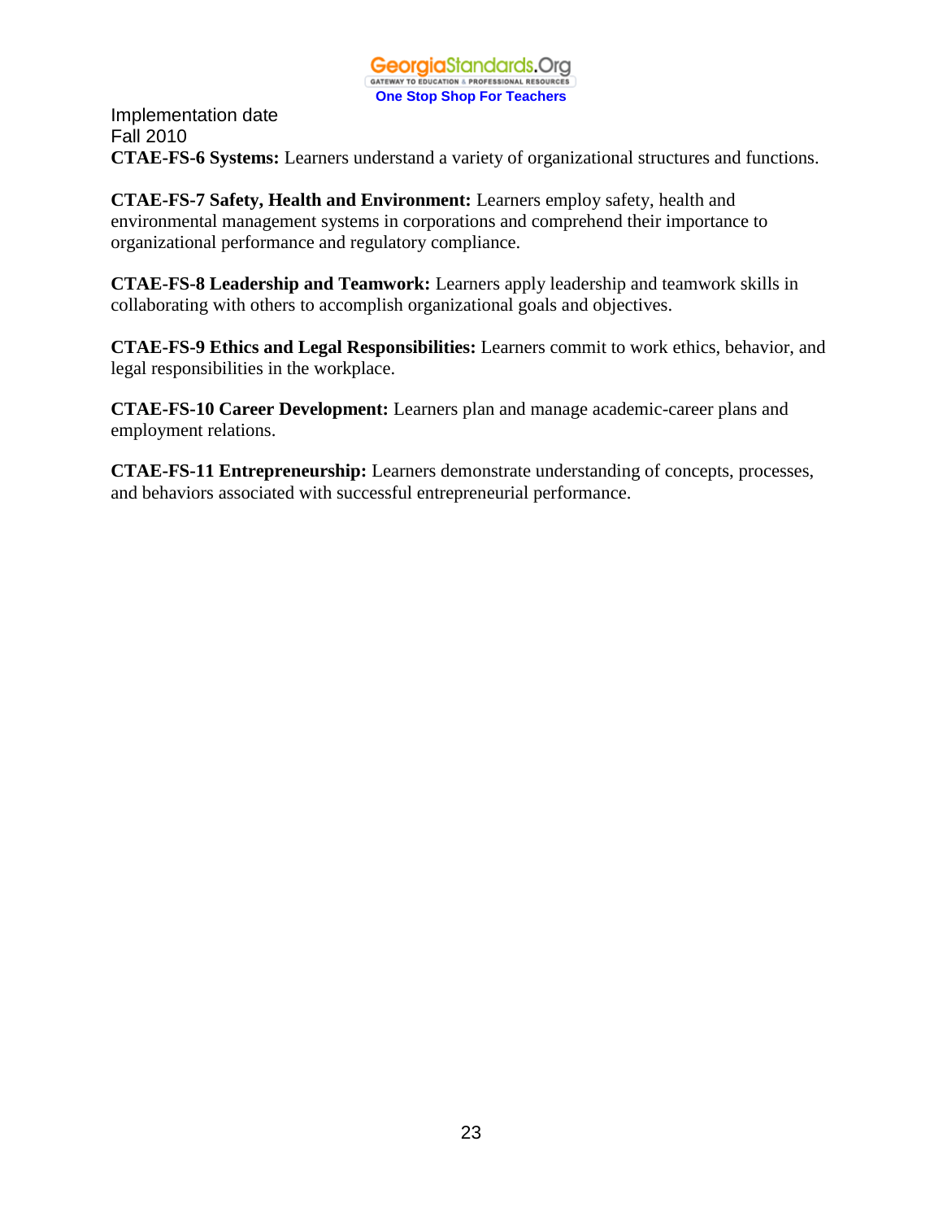Implementation date
Fall 2010

**CTAE-FS-6 Systems:** Learners understand a variety of organizational structures and functions.

**CTAE-FS-7 Safety, Health and Environment:** Learners employ safety, health and environmental management systems in corporations and comprehend their importance to organizational performance and regulatory compliance.

**CTAE-FS-8 Leadership and Teamwork:** Learners apply leadership and teamwork skills in collaborating with others to accomplish organizational goals and objectives.

**CTAE-FS-9 Ethics and Legal Responsibilities:** Learners commit to work ethics, behavior, and legal responsibilities in the workplace.

**CTAE-FS-10 Career Development:** Learners plan and manage academic-career plans and employment relations.

**CTAE-FS-11 Entrepreneurship:** Learners demonstrate understanding of concepts, processes, and behaviors associated with successful entrepreneurial performance.